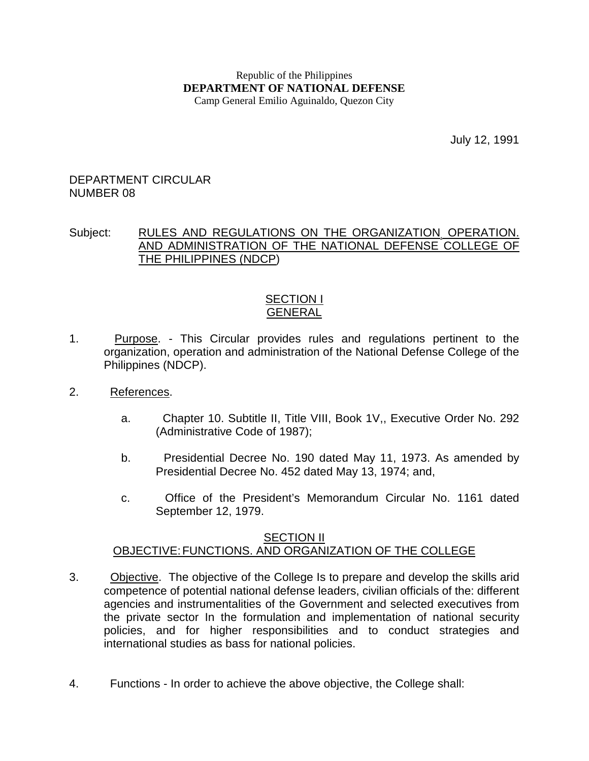Republic of the Philippines
**DEPARTMENT OF NATIONAL DEFENSE**
Camp General Emilio Aguinaldo, Quezon City

July 12, 1991

DEPARTMENT CIRCULAR
NUMBER 08

Subject: RULES AND REGULATIONS ON THE ORGANIZATION, OPERATION. AND ADMINISTRATION OF THE NATIONAL DEFENSE COLLEGE OF THE PHILIPPINES (NDCP)

## SECTION I
## GENERAL

1. Purpose. - This Circular provides rules and regulations pertinent to the organization, operation and administration of the National Defense College of the Philippines (NDCP).

2. References.

   a. Chapter 10. Subtitle II, Title VIII, Book 1V,, Executive Order No. 292 (Administrative Code of 1987);

   b. Presidential Decree No. 190 dated May 11, 1973. As amended by Presidential Decree No. 452 dated May 13, 1974; and,

   c. Office of the President's Memorandum Circular No. 1161 dated September 12, 1979.

## SECTION II
## OBJECTIVE: FUNCTIONS. AND ORGANIZATION OF THE COLLEGE

3. Objective. The objective of the College Is to prepare and develop the skills arid competence of potential national defense leaders, civilian officials of the: different agencies and instrumentalities of the Government and selected executives from the private sector In the formulation and implementation of national security policies, and for higher responsibilities and to conduct strategies and international studies as bass for national policies.

4. Functions - In order to achieve the above objective, the College shall: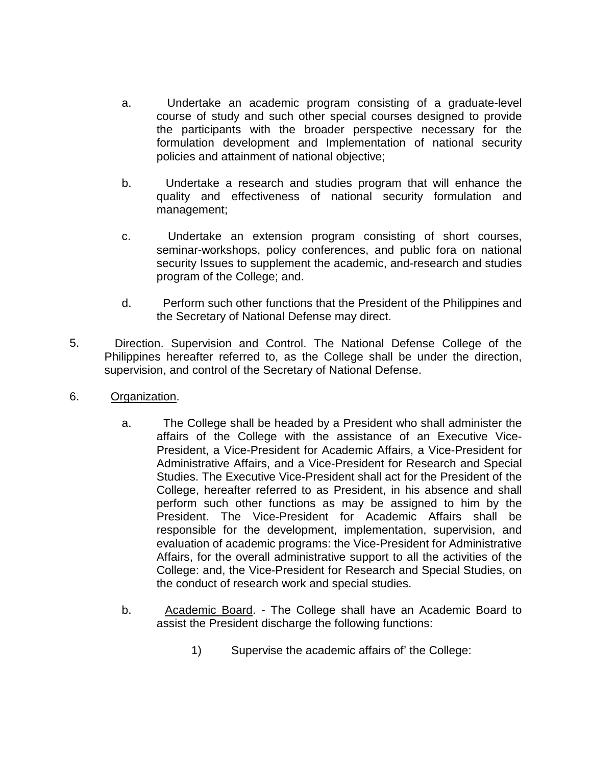a. Undertake an academic program consisting of a graduate-level course of study and such other special courses designed to provide the participants with the broader perspective necessary for the formulation development and Implementation of national security policies and attainment of national objective;

b. Undertake a research and studies program that will enhance the quality and effectiveness of national security formulation and management;

c. Undertake an extension program consisting of short courses, seminar-workshops, policy conferences, and public fora on national security Issues to supplement the academic, and-research and studies program of the College; and.

d. Perform such other functions that the President of the Philippines and the Secretary of National Defense may direct.

5. <u>Direction. Supervision and Control</u>. The National Defense College of the Philippines hereafter referred to, as the College shall be under the direction, supervision, and control of the Secretary of National Defense.

6. <u>Organization</u>.

a. The College shall be headed by a President who shall administer the affairs of the College with the assistance of an Executive Vice-President, a Vice-President for Academic Affairs, a Vice-President for Administrative Affairs, and a Vice-President for Research and Special Studies. The Executive Vice-President shall act for the President of the College, hereafter referred to as President, in his absence and shall perform such other functions as may be assigned to him by the President. The Vice-President for Academic Affairs shall be responsible for the development, implementation, supervision, and evaluation of academic programs: the Vice-President for Administrative Affairs, for the overall administrative support to all the activities of the College: and, the Vice-President for Research and Special Studies, on the conduct of research work and special studies.

b. <u>Academic Board</u>. - The College shall have an Academic Board to assist the President discharge the following functions:

1) Supervise the academic affairs of' the College: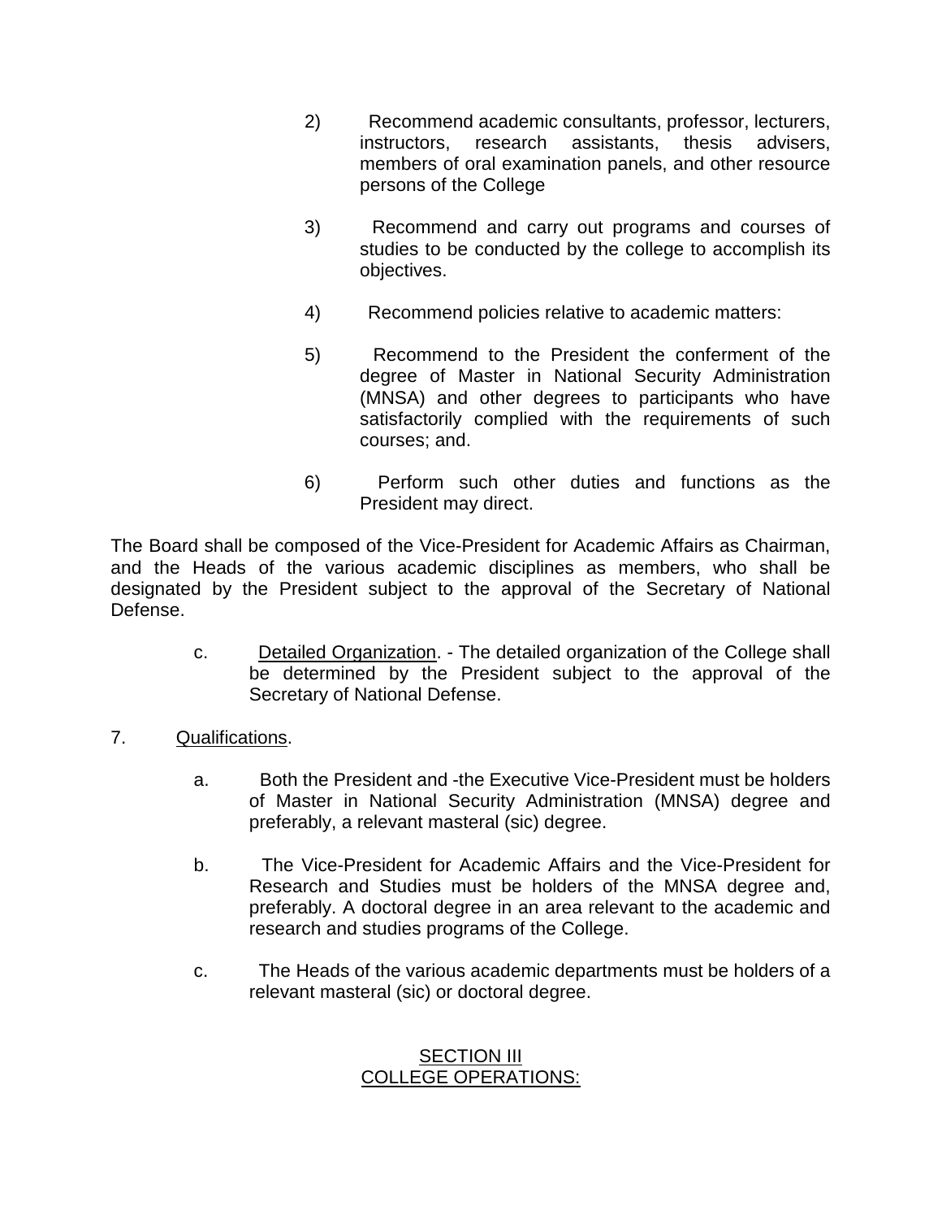2) Recommend academic consultants, professor, lecturers, instructors, research assistants, thesis advisers, members of oral examination panels, and other resource persons of the College

3) Recommend and carry out programs and courses of studies to be conducted by the college to accomplish its objectives.

4) Recommend policies relative to academic matters:

5) Recommend to the President the conferment of the degree of Master in National Security Administration (MNSA) and other degrees to participants who have satisfactorily complied with the requirements of such courses; and.

6) Perform such other duties and functions as the President may direct.

The Board shall be composed of the Vice-President for Academic Affairs as Chairman, and the Heads of the various academic disciplines as members, who shall be designated by the President subject to the approval of the Secretary of National Defense.

c. Detailed Organization. - The detailed organization of the College shall be determined by the President subject to the approval of the Secretary of National Defense.

7. Qualifications.

a. Both the President and -the Executive Vice-President must be holders of Master in National Security Administration (MNSA) degree and preferably, a relevant masteral (sic) degree.

b. The Vice-President for Academic Affairs and the Vice-President for Research and Studies must be holders of the MNSA degree and, preferably. A doctoral degree in an area relevant to the academic and research and studies programs of the College.

c. The Heads of the various academic departments must be holders of a relevant masteral (sic) or doctoral degree.

## SECTION III
## COLLEGE OPERATIONS: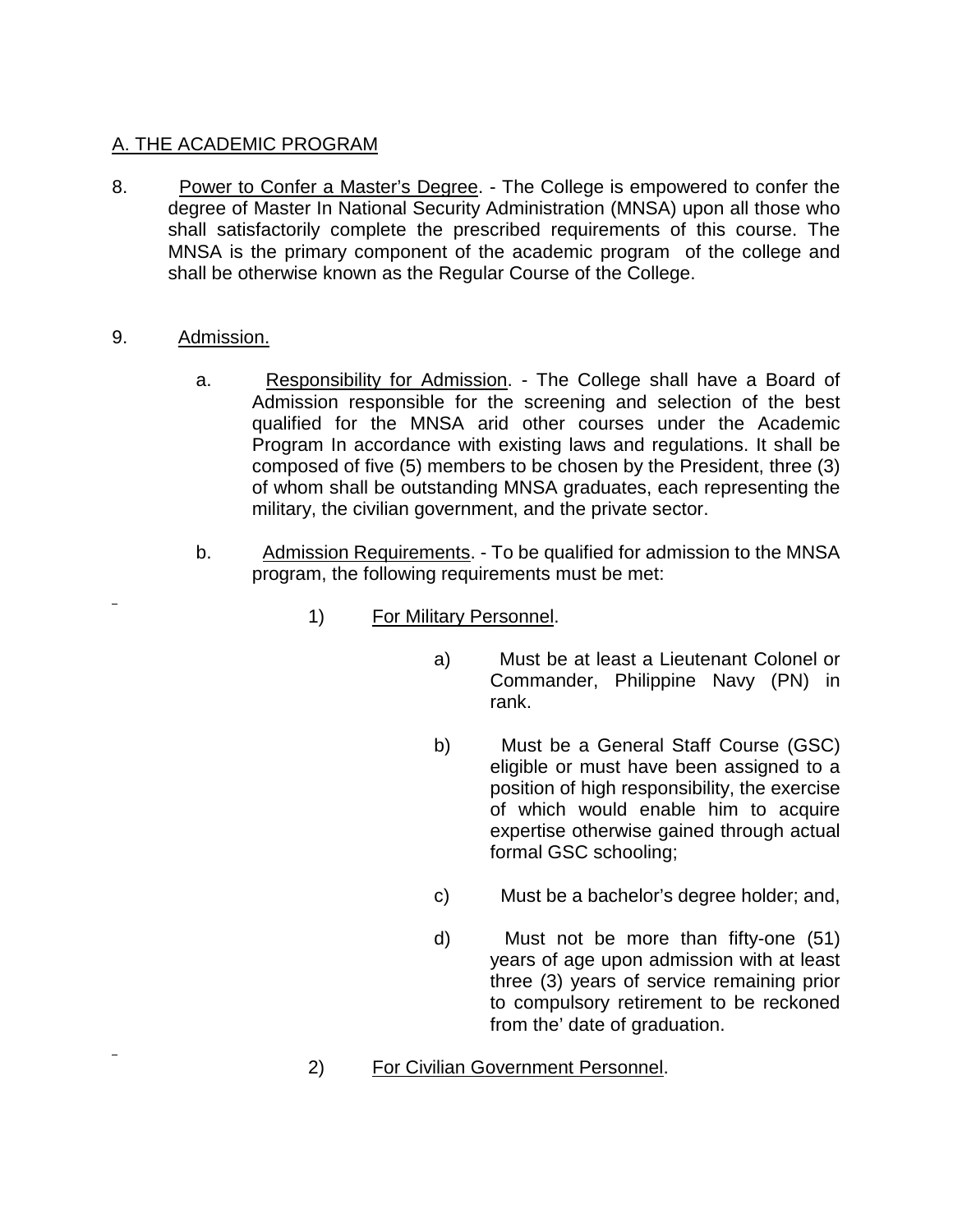A. THE ACADEMIC PROGRAM

8. Power to Confer a Master's Degree. - The College is empowered to confer the degree of Master In National Security Administration (MNSA) upon all those who shall satisfactorily complete the prescribed requirements of this course. The MNSA is the primary component of the academic program of the college and shall be otherwise known as the Regular Course of the College.

9. Admission.

   a. Responsibility for Admission. - The College shall have a Board of Admission responsible for the screening and selection of the best qualified for the MNSA arid other courses under the Academic Program In accordance with existing laws and regulations. It shall be composed of five (5) members to be chosen by the President, three (3) of whom shall be outstanding MNSA graduates, each representing the military, the civilian government, and the private sector.

   b. Admission Requirements. - To be qualified for admission to the MNSA program, the following requirements must be met:

      1) For Military Personnel.

         a) Must be at least a Lieutenant Colonel or Commander, Philippine Navy (PN) in rank.

         b) Must be a General Staff Course (GSC) eligible or must have been assigned to a position of high responsibility, the exercise of which would enable him to acquire expertise otherwise gained through actual formal GSC schooling;

         c) Must be a bachelor's degree holder; and,

         d) Must not be more than fifty-one (51) years of age upon admission with at least three (3) years of service remaining prior to compulsory retirement to be reckoned from the' date of graduation.

      2) For Civilian Government Personnel.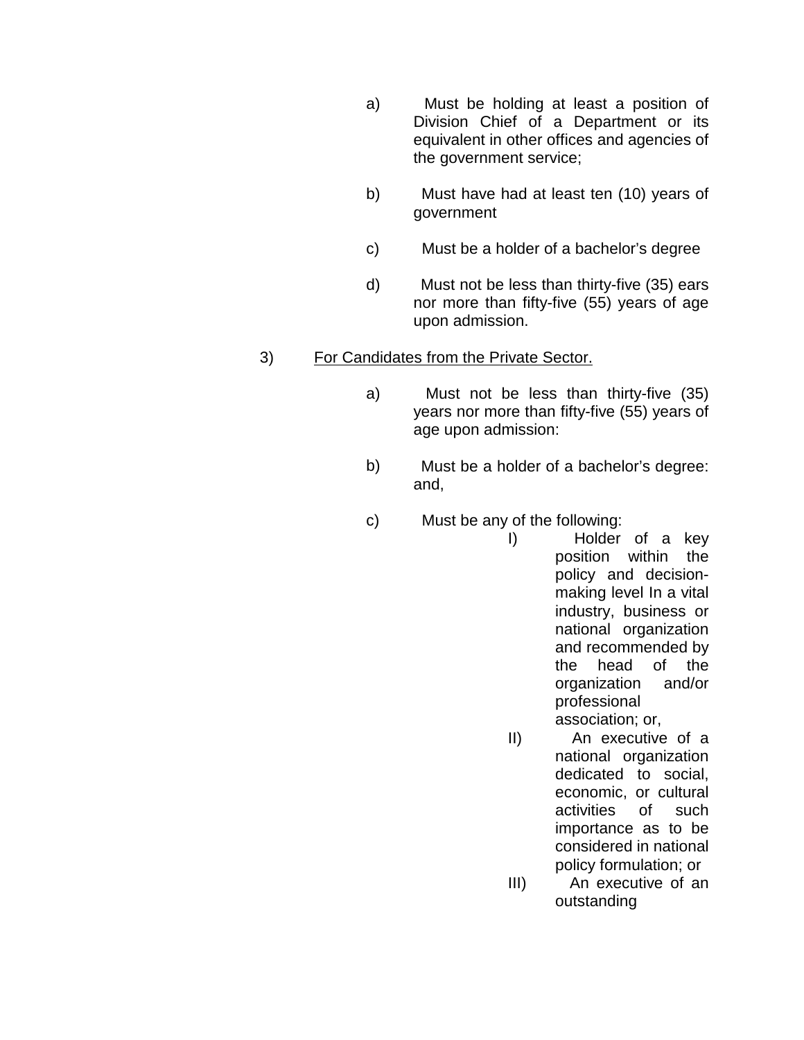a) Must be holding at least a position of Division Chief of a Department or its equivalent in other offices and agencies of the government service;

b) Must have had at least ten (10) years of government

c) Must be a holder of a bachelor's degree

d) Must not be less than thirty-five (35) ears nor more than fifty-five (55) years of age upon admission.

3) <u>For Candidates from the Private Sector.</u>

a) Must not be less than thirty-five (35) years nor more than fifty-five (55) years of age upon admission:

b) Must be a holder of a bachelor's degree: and,

c) Must be any of the following:

I) Holder of a key position within the policy and decision-making level In a vital industry, business or national organization and recommended by the head of the organization and/or professional association; or,

II) An executive of a national organization dedicated to social, economic, or cultural activities of such importance as to be considered in national policy formulation; or

III) An executive of an outstanding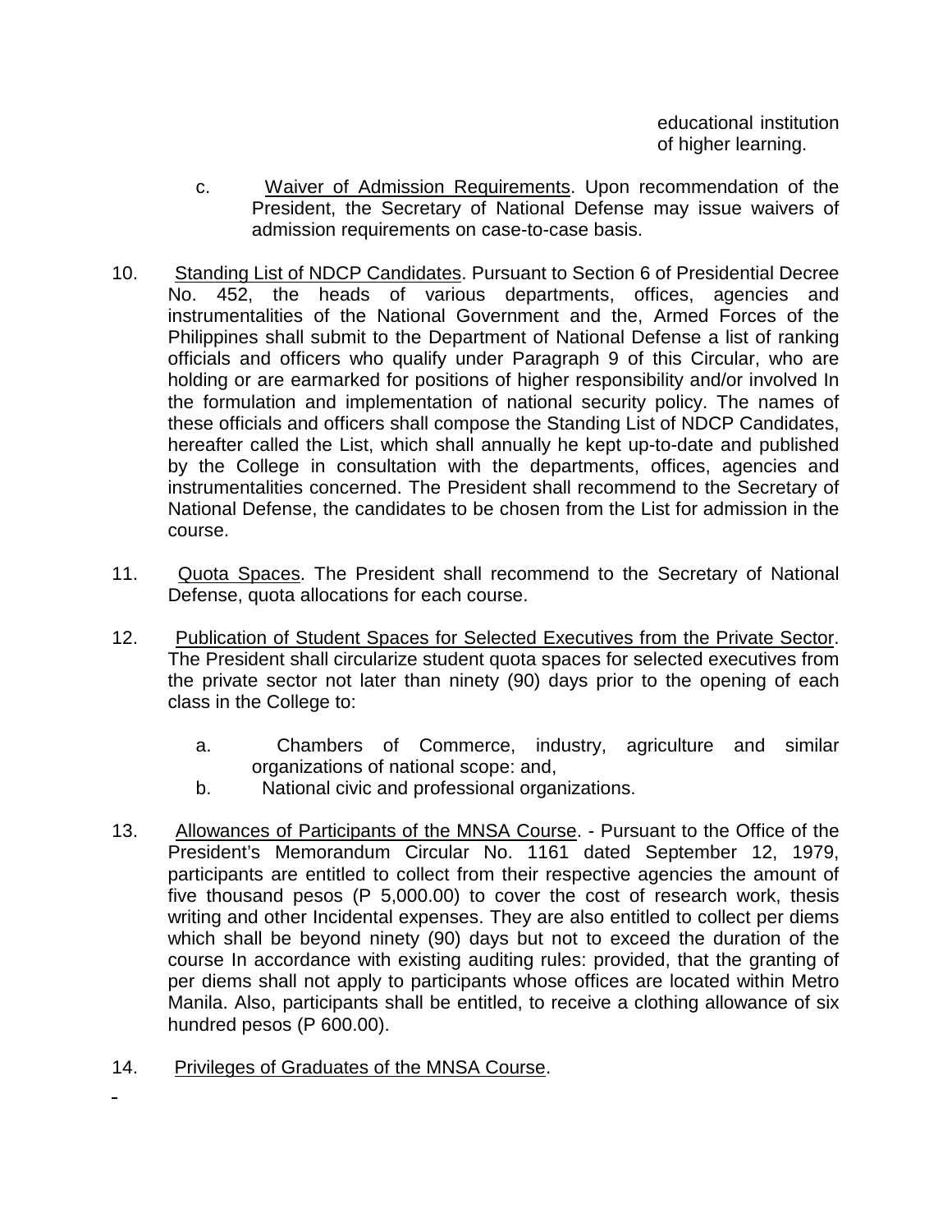educational institution of higher learning.

c. <u>Waiver of Admission Requirements</u>. Upon recommendation of the President, the Secretary of National Defense may issue waivers of admission requirements on case-to-case basis.

10. <u>Standing List of NDCP Candidates</u>. Pursuant to Section 6 of Presidential Decree No. 452, the heads of various departments, offices, agencies and instrumentalities of the National Government and the, Armed Forces of the Philippines shall submit to the Department of National Defense a list of ranking officials and officers who qualify under Paragraph 9 of this Circular, who are holding or are earmarked for positions of higher responsibility and/or involved In the formulation and implementation of national security policy. The names of these officials and officers shall compose the Standing List of NDCP Candidates, hereafter called the List, which shall annually he kept up-to-date and published by the College in consultation with the departments, offices, agencies and instrumentalities concerned. The President shall recommend to the Secretary of National Defense, the candidates to be chosen from the List for admission in the course.

11. <u>Quota Spaces</u>. The President shall recommend to the Secretary of National Defense, quota allocations for each course.

12. <u>Publication of Student Spaces for Selected Executives from the Private Sector</u>. The President shall circularize student quota spaces for selected executives from the private sector not later than ninety (90) days prior to the opening of each class in the College to:

a. Chambers of Commerce, industry, agriculture and similar organizations of national scope: and,

b. National civic and professional organizations.

13. <u>Allowances of Participants of the MNSA Course</u>. - Pursuant to the Office of the President's Memorandum Circular No. 1161 dated September 12, 1979, participants are entitled to collect from their respective agencies the amount of five thousand pesos (P 5,000.00) to cover the cost of research work, thesis writing and other Incidental expenses. They are also entitled to collect per diems which shall be beyond ninety (90) days but not to exceed the duration of the course In accordance with existing auditing rules: provided, that the granting of per diems shall not apply to participants whose offices are located within Metro Manila. Also, participants shall be entitled, to receive a clothing allowance of six hundred pesos (P 600.00).

14. <u>Privileges of Graduates of the MNSA Course</u>.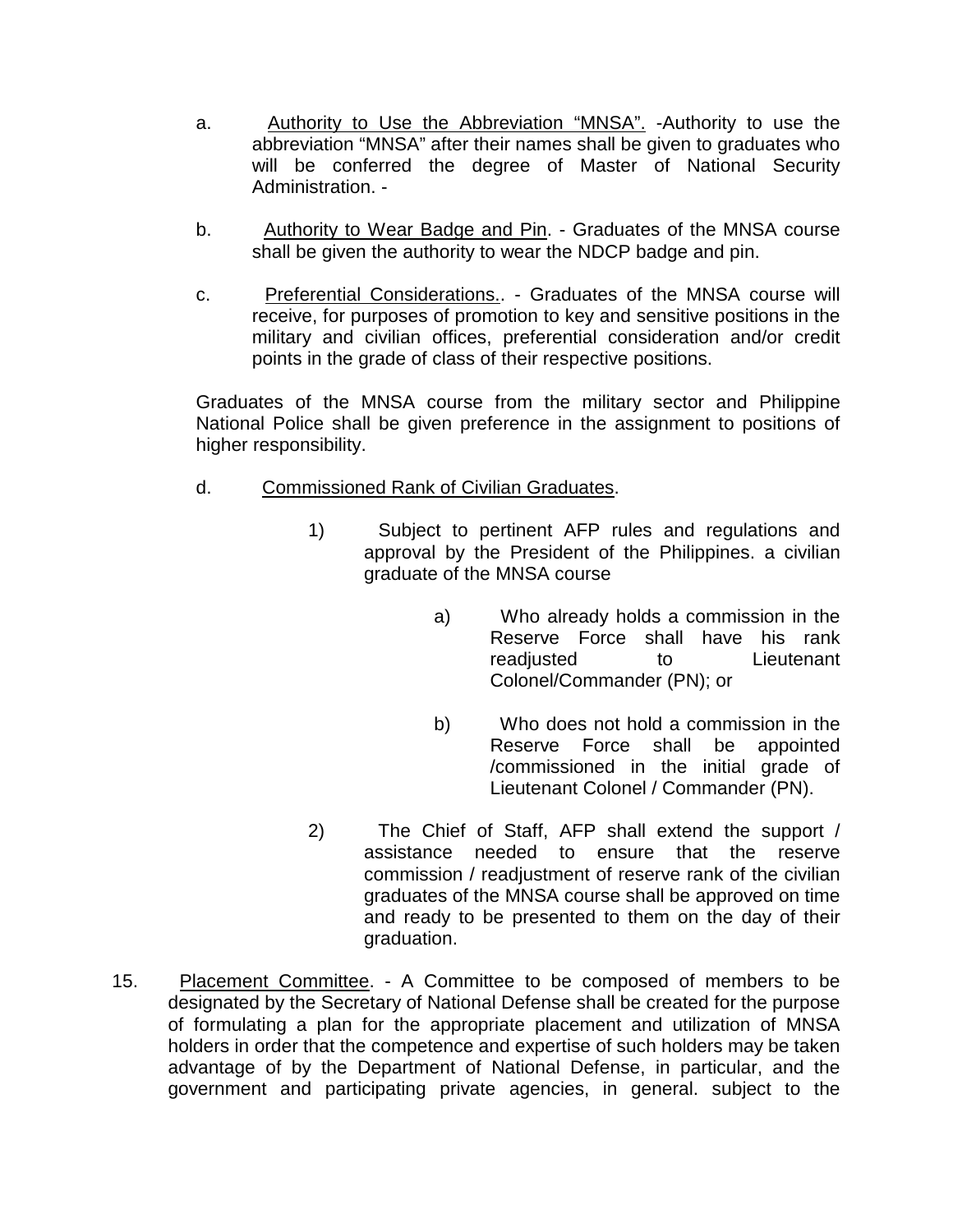a. Authority to Use the Abbreviation "MNSA". -Authority to use the abbreviation "MNSA" after their names shall be given to graduates who will be conferred the degree of Master of National Security Administration. -

b. Authority to Wear Badge and Pin. - Graduates of the MNSA course shall be given the authority to wear the NDCP badge and pin.

c. Preferential Considerations.. - Graduates of the MNSA course will receive, for purposes of promotion to key and sensitive positions in the military and civilian offices, preferential consideration and/or credit points in the grade of class of their respective positions.

Graduates of the MNSA course from the military sector and Philippine National Police shall be given preference in the assignment to positions of higher responsibility.

d. Commissioned Rank of Civilian Graduates.

1) Subject to pertinent AFP rules and regulations and approval by the President of the Philippines. a civilian graduate of the MNSA course

a) Who already holds a commission in the Reserve Force shall have his rank readjusted to Lieutenant Colonel/Commander (PN); or

b) Who does not hold a commission in the Reserve Force shall be appointed /commissioned in the initial grade of Lieutenant Colonel / Commander (PN).

2) The Chief of Staff, AFP shall extend the support / assistance needed to ensure that the reserve commission / readjustment of reserve rank of the civilian graduates of the MNSA course shall be approved on time and ready to be presented to them on the day of their graduation.

15. Placement Committee. - A Committee to be composed of members to be designated by the Secretary of National Defense shall be created for the purpose of formulating a plan for the appropriate placement and utilization of MNSA holders in order that the competence and expertise of such holders may be taken advantage of by the Department of National Defense, in particular, and the government and participating private agencies, in general. subject to the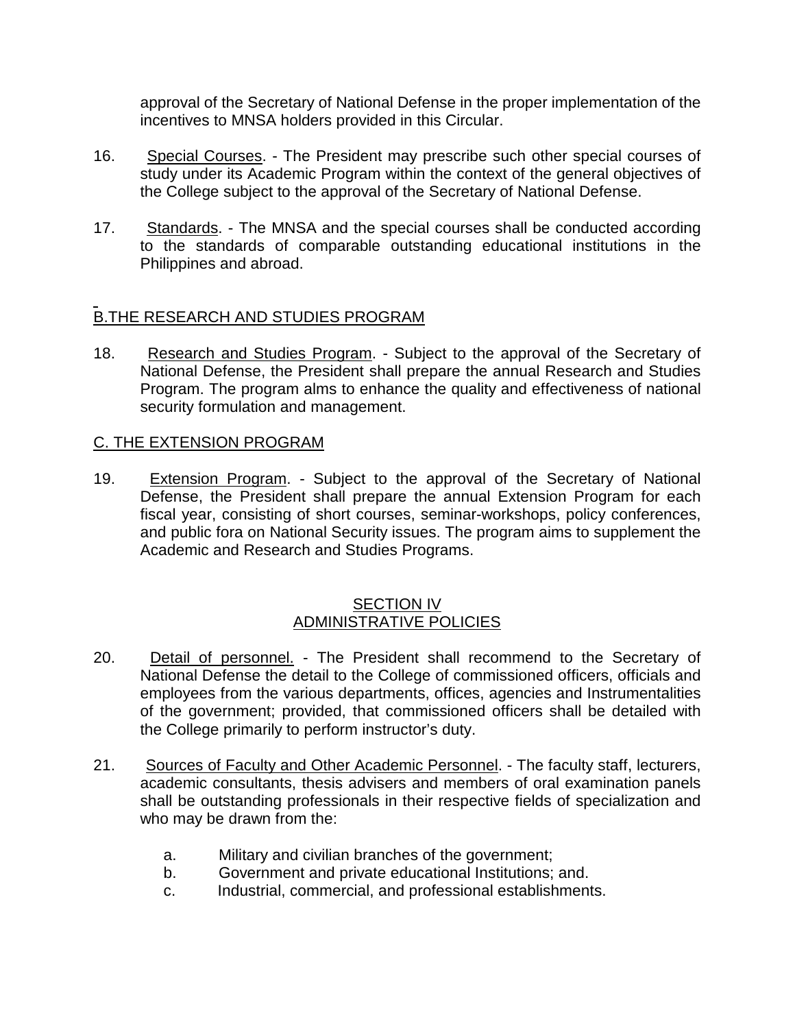approval of the Secretary of National Defense in the proper implementation of the incentives to MNSA holders provided in this Circular.

16. Special Courses. - The President may prescribe such other special courses of study under its Academic Program within the context of the general objectives of the College subject to the approval of the Secretary of National Defense.

17. Standards. - The MNSA and the special courses shall be conducted according to the standards of comparable outstanding educational institutions in the Philippines and abroad.

B.THE RESEARCH AND STUDIES PROGRAM

18. Research and Studies Program. - Subject to the approval of the Secretary of National Defense, the President shall prepare the annual Research and Studies Program. The program alms to enhance the quality and effectiveness of national security formulation and management.

C. THE EXTENSION PROGRAM

19. Extension Program. - Subject to the approval of the Secretary of National Defense, the President shall prepare the annual Extension Program for each fiscal year, consisting of short courses, seminar-workshops, policy conferences, and public fora on National Security issues. The program aims to supplement the Academic and Research and Studies Programs.

## SECTION IV
## ADMINISTRATIVE POLICIES

20. Detail of personnel. - The President shall recommend to the Secretary of National Defense the detail to the College of commissioned officers, officials and employees from the various departments, offices, agencies and Instrumentalities of the government; provided, that commissioned officers shall be detailed with the College primarily to perform instructor's duty.

21. Sources of Faculty and Other Academic Personnel. - The faculty staff, lecturers, academic consultants, thesis advisers and members of oral examination panels shall be outstanding professionals in their respective fields of specialization and who may be drawn from the:

    a. Military and civilian branches of the government;
    b. Government and private educational Institutions; and.
    c. Industrial, commercial, and professional establishments.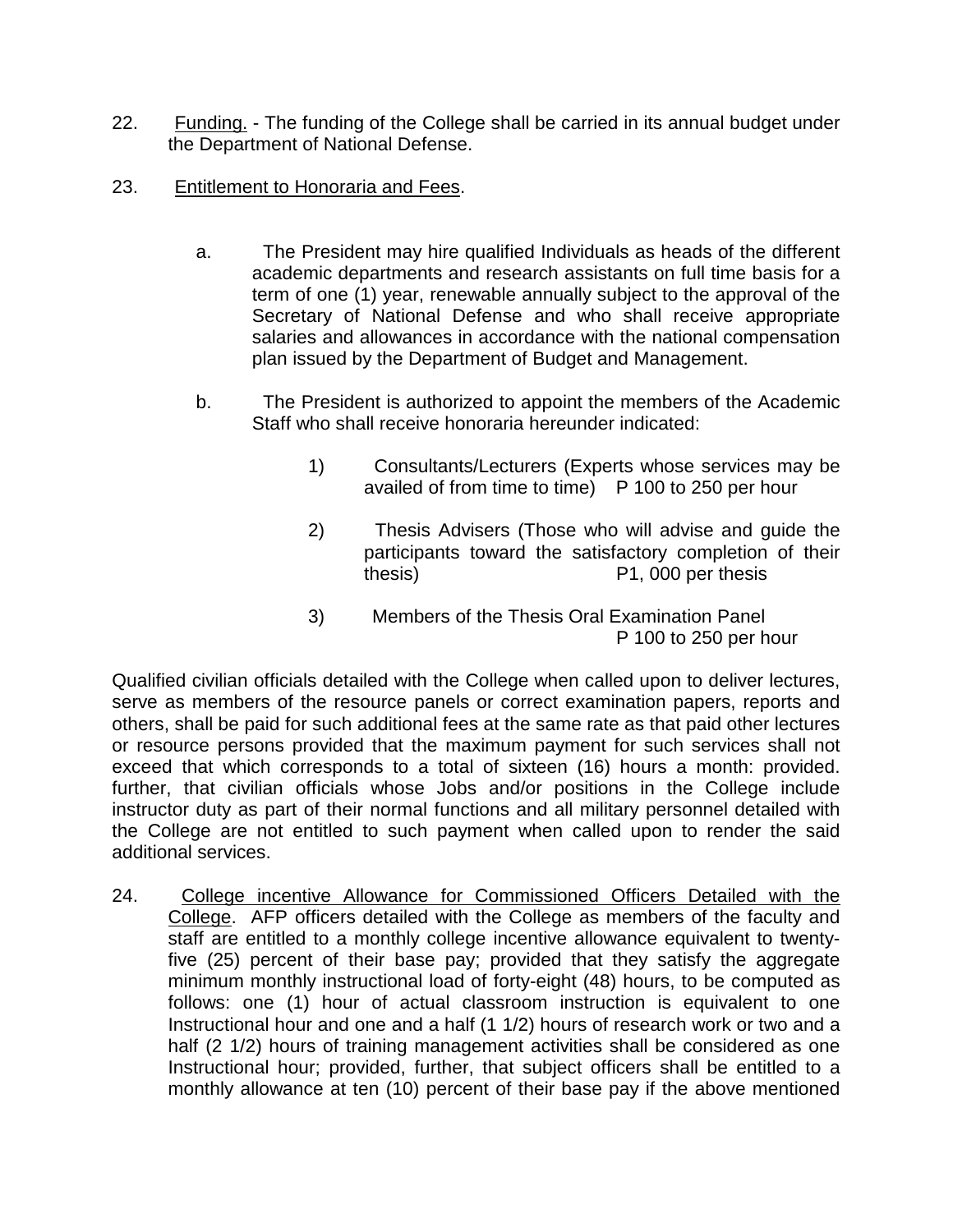22. <u>Funding.</u> - The funding of the College shall be carried in its annual budget under the Department of National Defense.

23. <u>Entitlement to Honoraria and Fees</u>.

    a. The President may hire qualified Individuals as heads of the different academic departments and research assistants on full time basis for a term of one (1) year, renewable annually subject to the approval of the Secretary of National Defense and who shall receive appropriate salaries and allowances in accordance with the national compensation plan issued by the Department of Budget and Management.

    b. The President is authorized to appoint the members of the Academic Staff who shall receive honoraria hereunder indicated:

        1) Consultants/Lecturers (Experts whose services may be availed of from time to time) P 100 to 250 per hour

        2) Thesis Advisers (Those who will advise and guide the participants toward the satisfactory completion of their thesis) P1, 000 per thesis

        3) Members of the Thesis Oral Examination Panel P 100 to 250 per hour

Qualified civilian officials detailed with the College when called upon to deliver lectures, serve as members of the resource panels or correct examination papers, reports and others, shall be paid for such additional fees at the same rate as that paid other lectures or resource persons provided that the maximum payment for such services shall not exceed that which corresponds to a total of sixteen (16) hours a month: provided. further, that civilian officials whose Jobs and/or positions in the College include instructor duty as part of their normal functions and all military personnel detailed with the College are not entitled to such payment when called upon to render the said additional services.

24. <u>College incentive Allowance for Commissioned Officers Detailed with the College</u>. AFP officers detailed with the College as members of the faculty and staff are entitled to a monthly college incentive allowance equivalent to twenty-five (25) percent of their base pay; provided that they satisfy the aggregate minimum monthly instructional load of forty-eight (48) hours, to be computed as follows: one (1) hour of actual classroom instruction is equivalent to one Instructional hour and one and a half (1 1/2) hours of research work or two and a half (2 1/2) hours of training management activities shall be considered as one Instructional hour; provided, further, that subject officers shall be entitled to a monthly allowance at ten (10) percent of their base pay if the above mentioned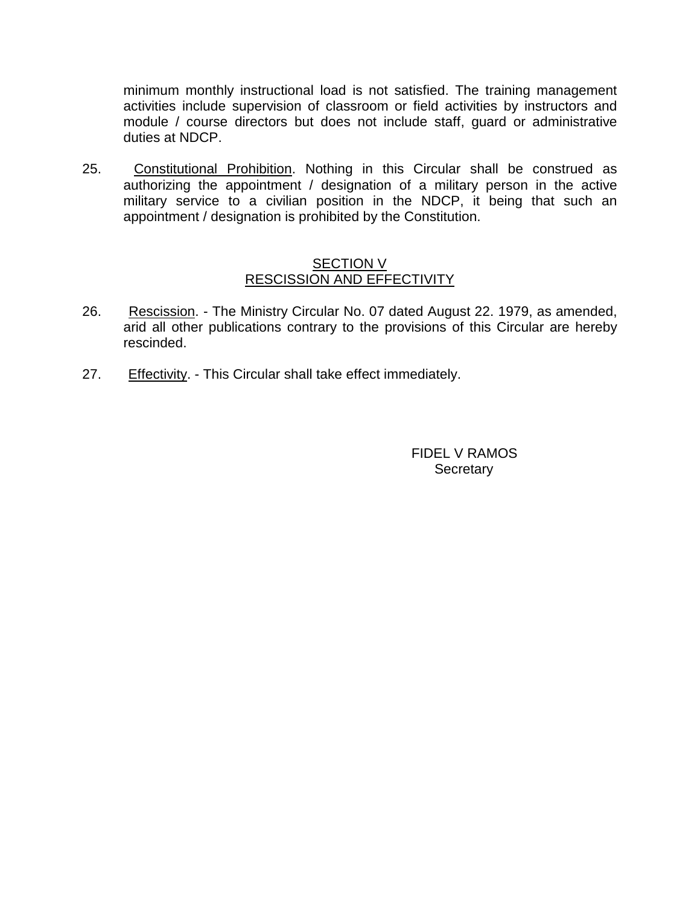minimum monthly instructional load is not satisfied. The training management activities include supervision of classroom or field activities by instructors and module / course directors but does not include staff, guard or administrative duties at NDCP.

25. Constitutional Prohibition. Nothing in this Circular shall be construed as authorizing the appointment / designation of a military person in the active military service to a civilian position in the NDCP, it being that such an appointment / designation is prohibited by the Constitution.

## SECTION V
## RESCISSION AND EFFECTIVITY

26. Rescission. - The Ministry Circular No. 07 dated August 22. 1979, as amended, arid all other publications contrary to the provisions of this Circular are hereby rescinded.

27. Effectivity. - This Circular shall take effect immediately.

FIDEL V RAMOS
Secretary